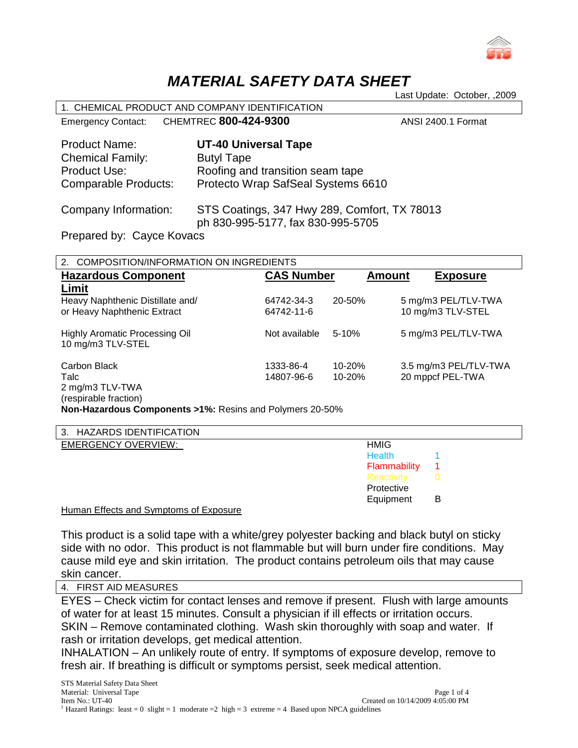# *MATERIAL SAFETY DATA SHEET*

Last Update: October, ,2009

## 1. CHEMICAL PRODUCT AND COMPANY IDENTIFICATION

Emergency Contact: CHEMTREC **800-424-9300** ANSI 2400.1 Format

| | |
|---|---|
| Product Name: | **UT-40 Universal Tape** |
| Chemical Family: | Butyl Tape |
| Product Use: | Roofing and transition seam tape |
| Comparable Products: | Protecto Wrap SafSeal Systems 6610 |

Company Information: STS Coatings, 347 Hwy 289, Comfort, TX 78013
ph 830-995-5177, fax 830-995-5705

Prepared by: Cayce Kovacs

## 2. COMPOSITION/INFORMATION ON INGREDIENTS

| Hazardous Component | CAS Number | Amount | Exposure Limit |
|---|---|---|---|
| Heavy Naphthenic Distillate and/ or Heavy Naphthenic Extract | 64742-34-3<br>64742-11-6 | 20-50% | 5 mg/m3 PEL/TLV-TWA<br>10 mg/m3 TLV-STEL |
| Highly Aromatic Processing Oil | Not available | 5-10% | 5 mg/m3 PEL/TLV-TWA<br>10 mg/m3 TLV-STEL |
| Carbon Black | 1333-86-4 | 10-20% | 3.5 mg/m3 PEL/TLV-TWA |
| Talc | 14807-96-6 | 10-20% | 20 mppcf PEL-TWA<br>2 mg/m3 TLV-TWA (respirable fraction) |

**Non-Hazardous Components >1%:** Resins and Polymers 20-50%

## 3. HAZARDS IDENTIFICATION

EMERGENCY OVERVIEW:

| HMIG | |
|---|---|
| Health | 1 |
| Flammability | 1 |
| Reactivity | 0 |
| Protective Equipment | B |

Human Effects and Symptoms of Exposure

This product is a solid tape with a white/grey polyester backing and black butyl on sticky side with no odor. This product is not flammable but will burn under fire conditions. May cause mild eye and skin irritation. The product contains petroleum oils that may cause skin cancer.

## 4. FIRST AID MEASURES

EYES – Check victim for contact lenses and remove if present. Flush with large amounts of water for at least 15 minutes. Consult a physician if ill effects or irritation occurs.
SKIN – Remove contaminated clothing. Wash skin thoroughly with soap and water. If rash or irritation develops, get medical attention.
INHALATION – An unlikely route of entry. If symptoms of exposure develop, remove to fresh air. If breathing is difficult or symptoms persist, seek medical attention.

[1] Hazard Ratings: least = 0 slight = 1 moderate =2 high = 3 extreme = 4 Based upon NPCA guidelines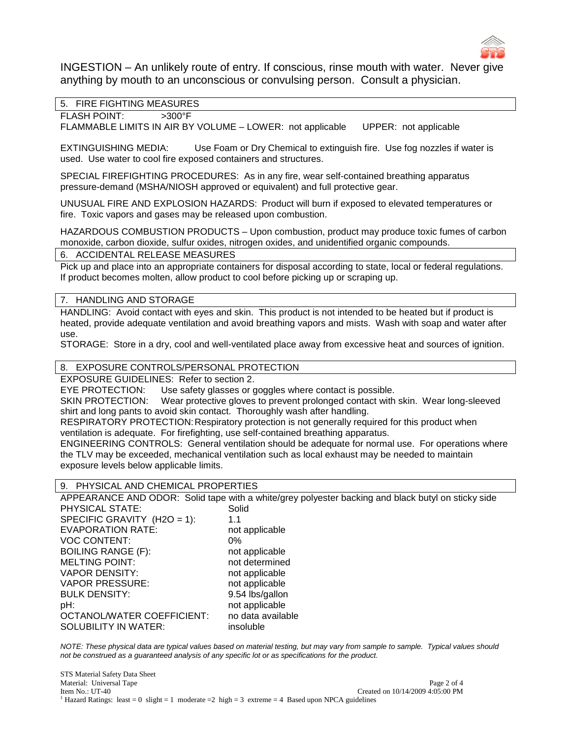INGESTION – An unlikely route of entry. If conscious, rinse mouth with water. Never give anything by mouth to an unconscious or convulsing person. Consult a physician.

## 5. FIRE FIGHTING MEASURES

FLASH POINT: >300°F

FLAMMABLE LIMITS IN AIR BY VOLUME – LOWER: not applicable UPPER: not applicable

EXTINGUISHING MEDIA: Use Foam or Dry Chemical to extinguish fire. Use fog nozzles if water is used. Use water to cool fire exposed containers and structures.

SPECIAL FIREFIGHTING PROCEDURES: As in any fire, wear self-contained breathing apparatus pressure-demand (MSHA/NIOSH approved or equivalent) and full protective gear.

UNUSUAL FIRE AND EXPLOSION HAZARDS: Product will burn if exposed to elevated temperatures or fire. Toxic vapors and gases may be released upon combustion.

HAZARDOUS COMBUSTION PRODUCTS – Upon combustion, product may produce toxic fumes of carbon monoxide, carbon dioxide, sulfur oxides, nitrogen oxides, and unidentified organic compounds.

## 6. ACCIDENTAL RELEASE MEASURES

Pick up and place into an appropriate containers for disposal according to state, local or federal regulations. If product becomes molten, allow product to cool before picking up or scraping up.

## 7. HANDLING AND STORAGE

HANDLING: Avoid contact with eyes and skin. This product is not intended to be heated but if product is heated, provide adequate ventilation and avoid breathing vapors and mists. Wash with soap and water after use.

STORAGE: Store in a dry, cool and well-ventilated place away from excessive heat and sources of ignition.

## 8. EXPOSURE CONTROLS/PERSONAL PROTECTION

EXPOSURE GUIDELINES: Refer to section 2.

EYE PROTECTION: Use safety glasses or goggles where contact is possible.

SKIN PROTECTION: Wear protective gloves to prevent prolonged contact with skin. Wear long-sleeved shirt and long pants to avoid skin contact. Thoroughly wash after handling.

RESPIRATORY PROTECTION: Respiratory protection is not generally required for this product when ventilation is adequate. For firefighting, use self-contained breathing apparatus.

ENGINEERING CONTROLS: General ventilation should be adequate for normal use. For operations where the TLV may be exceeded, mechanical ventilation such as local exhaust may be needed to maintain exposure levels below applicable limits.

## 9. PHYSICAL AND CHEMICAL PROPERTIES

APPEARANCE AND ODOR: Solid tape with a white/grey polyester backing and black butyl on sticky side

| | |
|---|---|
| PHYSICAL STATE: | Solid |
| SPECIFIC GRAVITY ($H_2O$ = 1): | 1.1 |
| EVAPORATION RATE: | not applicable |
| VOC CONTENT: | 0% |
| BOILING RANGE (F): | not applicable |
| MELTING POINT: | not determined |
| VAPOR DENSITY: | not applicable |
| VAPOR PRESSURE: | not applicable |
| BULK DENSITY: | 9.54 lbs/gallon |
| pH: | not applicable |
| OCTANOL/WATER COEFFICIENT: | no data available |
| SOLUBILITY IN WATER: | insoluble |

*NOTE: These physical data are typical values based on material testing, but may vary from sample to sample. Typical values should not be construed as a guaranteed analysis of any specific lot or as specifications for the product.*

STS Material Safety Data Sheet
Material: Universal Tape
Item No.: UT-40
Created on 10/14/2009 4:05:00 PM

[1] Hazard Ratings: least = 0 slight = 1 moderate =2 high = 3 extreme = 4 Based upon NPCA guidelines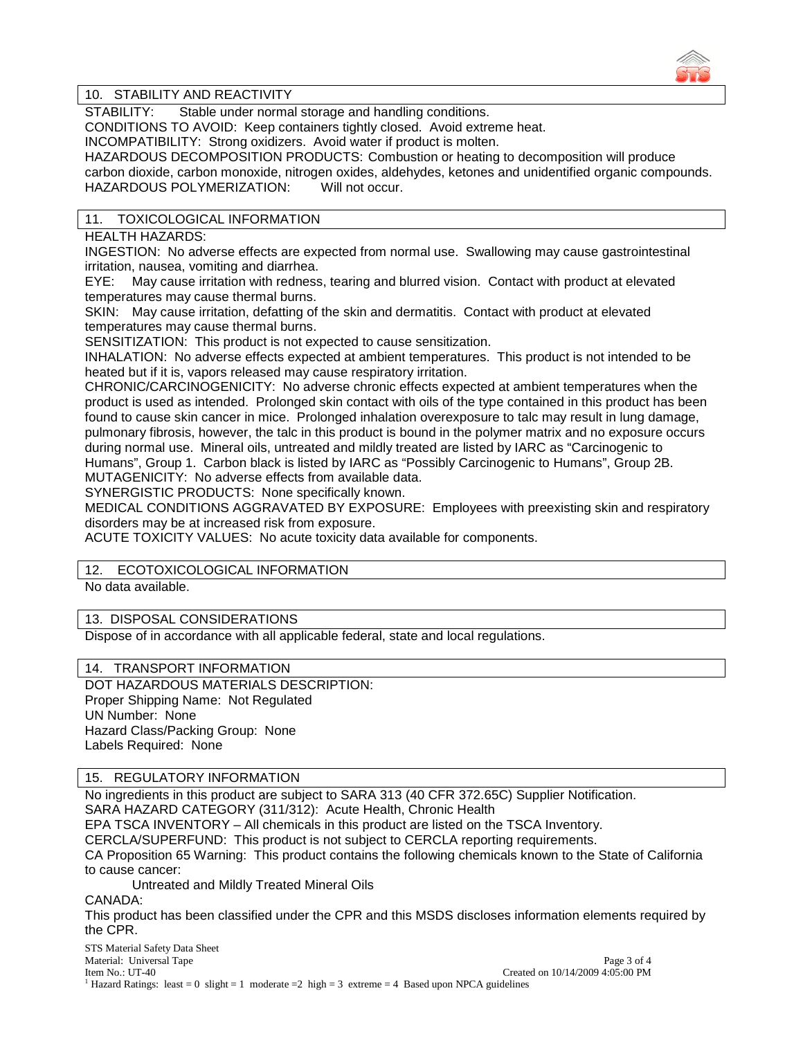## 10. STABILITY AND REACTIVITY

STABILITY: Stable under normal storage and handling conditions.
CONDITIONS TO AVOID: Keep containers tightly closed. Avoid extreme heat.
INCOMPATIBILITY: Strong oxidizers. Avoid water if product is molten.
HAZARDOUS DECOMPOSITION PRODUCTS: Combustion or heating to decomposition will produce carbon dioxide, carbon monoxide, nitrogen oxides, aldehydes, ketones and unidentified organic compounds.
HAZARDOUS POLYMERIZATION: Will not occur.

## 11. TOXICOLOGICAL INFORMATION

HEALTH HAZARDS:
INGESTION: No adverse effects are expected from normal use. Swallowing may cause gastrointestinal irritation, nausea, vomiting and diarrhea.
EYE: May cause irritation with redness, tearing and blurred vision. Contact with product at elevated temperatures may cause thermal burns.
SKIN: May cause irritation, defatting of the skin and dermatitis. Contact with product at elevated temperatures may cause thermal burns.
SENSITIZATION: This product is not expected to cause sensitization.
INHALATION: No adverse effects expected at ambient temperatures. This product is not intended to be heated but if it is, vapors released may cause respiratory irritation.
CHRONIC/CARCINOGENICITY: No adverse chronic effects expected at ambient temperatures when the product is used as intended. Prolonged skin contact with oils of the type contained in this product has been found to cause skin cancer in mice. Prolonged inhalation overexposure to talc may result in lung damage, pulmonary fibrosis, however, the talc in this product is bound in the polymer matrix and no exposure occurs during normal use. Mineral oils, untreated and mildly treated are listed by IARC as "Carcinogenic to Humans", Group 1. Carbon black is listed by IARC as "Possibly Carcinogenic to Humans", Group 2B.
MUTAGENICITY: No adverse effects from available data.
SYNERGISTIC PRODUCTS: None specifically known.
MEDICAL CONDITIONS AGGRAVATED BY EXPOSURE: Employees with preexisting skin and respiratory disorders may be at increased risk from exposure.
ACUTE TOXICITY VALUES: No acute toxicity data available for components.

## 12. ECOTOXICOLOGICAL INFORMATION

No data available.

## 13. DISPOSAL CONSIDERATIONS

Dispose of in accordance with all applicable federal, state and local regulations.

## 14. TRANSPORT INFORMATION

DOT HAZARDOUS MATERIALS DESCRIPTION:
Proper Shipping Name: Not Regulated
UN Number: None
Hazard Class/Packing Group: None
Labels Required: None

## 15. REGULATORY INFORMATION

No ingredients in this product are subject to SARA 313 (40 CFR 372.65C) Supplier Notification.
SARA HAZARD CATEGORY (311/312): Acute Health, Chronic Health
EPA TSCA INVENTORY – All chemicals in this product are listed on the TSCA Inventory.
CERCLA/SUPERFUND: This product is not subject to CERCLA reporting requirements.
CA Proposition 65 Warning: This product contains the following chemicals known to the State of California to cause cancer:

Untreated and Mildly Treated Mineral Oils

CANADA:
This product has been classified under the CPR and this MSDS discloses information elements required by the CPR.

STS Material Safety Data Sheet
Material: Universal Tape
Item No.: UT-40
Created on 10/14/2009 4:05:00 PM

[1] Hazard Ratings: least = 0 slight = 1 moderate =2 high = 3 extreme = 4 Based upon NPCA guidelines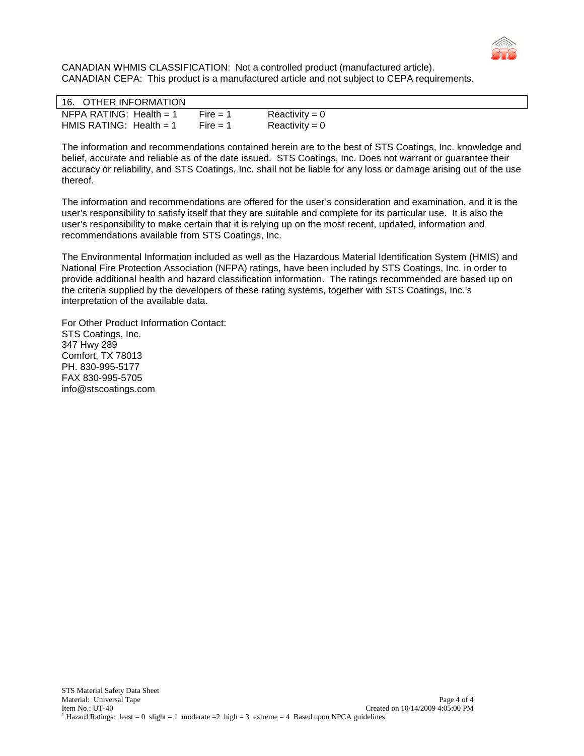CANADIAN WHMIS CLASSIFICATION: Not a controlled product (manufactured article).
CANADIAN CEPA: This product is a manufactured article and not subject to CEPA requirements.

## 16. OTHER INFORMATION

| | | |
|---|---|---|
| NFPA RATING: Health = 1 | Fire = 1 | Reactivity = 0 |
| HMIS RATING: Health = 1 | Fire = 1 | Reactivity = 0 |

The information and recommendations contained herein are to the best of STS Coatings, Inc. knowledge and belief, accurate and reliable as of the date issued. STS Coatings, Inc. Does not warrant or guarantee their accuracy or reliability, and STS Coatings, Inc. shall not be liable for any loss or damage arising out of the use thereof.

The information and recommendations are offered for the user's consideration and examination, and it is the user's responsibility to satisfy itself that they are suitable and complete for its particular use. It is also the user's responsibility to make certain that it is relying up on the most recent, updated, information and recommendations available from STS Coatings, Inc.

The Environmental Information included as well as the Hazardous Material Identification System (HMIS) and National Fire Protection Association (NFPA) ratings, have been included by STS Coatings, Inc. in order to provide additional health and hazard classification information. The ratings recommended are based up on the criteria supplied by the developers of these rating systems, together with STS Coatings, Inc.'s interpretation of the available data.

For Other Product Information Contact:
STS Coatings, Inc.
347 Hwy 289
Comfort, TX 78013
PH. 830-995-5177
FAX 830-995-5705
info@stscoatings.com

STS Material Safety Data Sheet
Material: Universal Tape
Item No.: UT-40
Created on 10/14/2009 4:05:00 PM

[1] Hazard Ratings: least = 0 slight = 1 moderate =2 high = 3 extreme = 4 Based upon NPCA guidelines